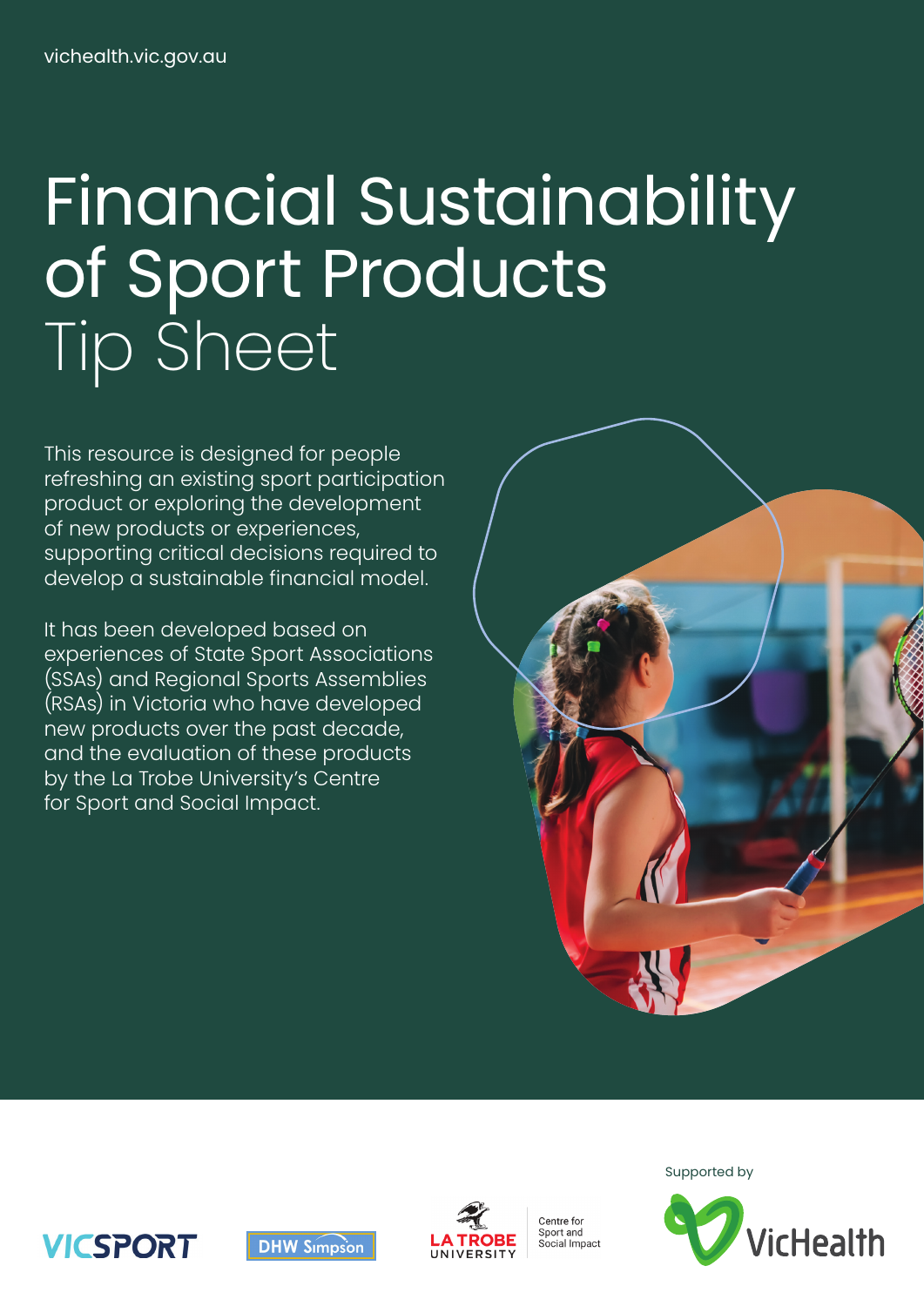vichealth.vic.gov.au

# Financial Sustainability of Sport Products Tip Sheet

This resource is designed for people refreshing an existing sport participation product or exploring the development of new products or experiences, supporting critical decisions required to develop a sustainable financial model.

It has been developed based on experiences of State Sport Associations (SSAs) and Regional Sports Assemblies (RSAs) in Victoria who have developed new products over the past decade, and the evaluation of these products by the La Trobe University's Centre for Sport and Social Impact.

VICSPORT

DHW Simpson

LA TROBE UNIVERSITY Centre for Sport and Social Impact

Supported by VicHealth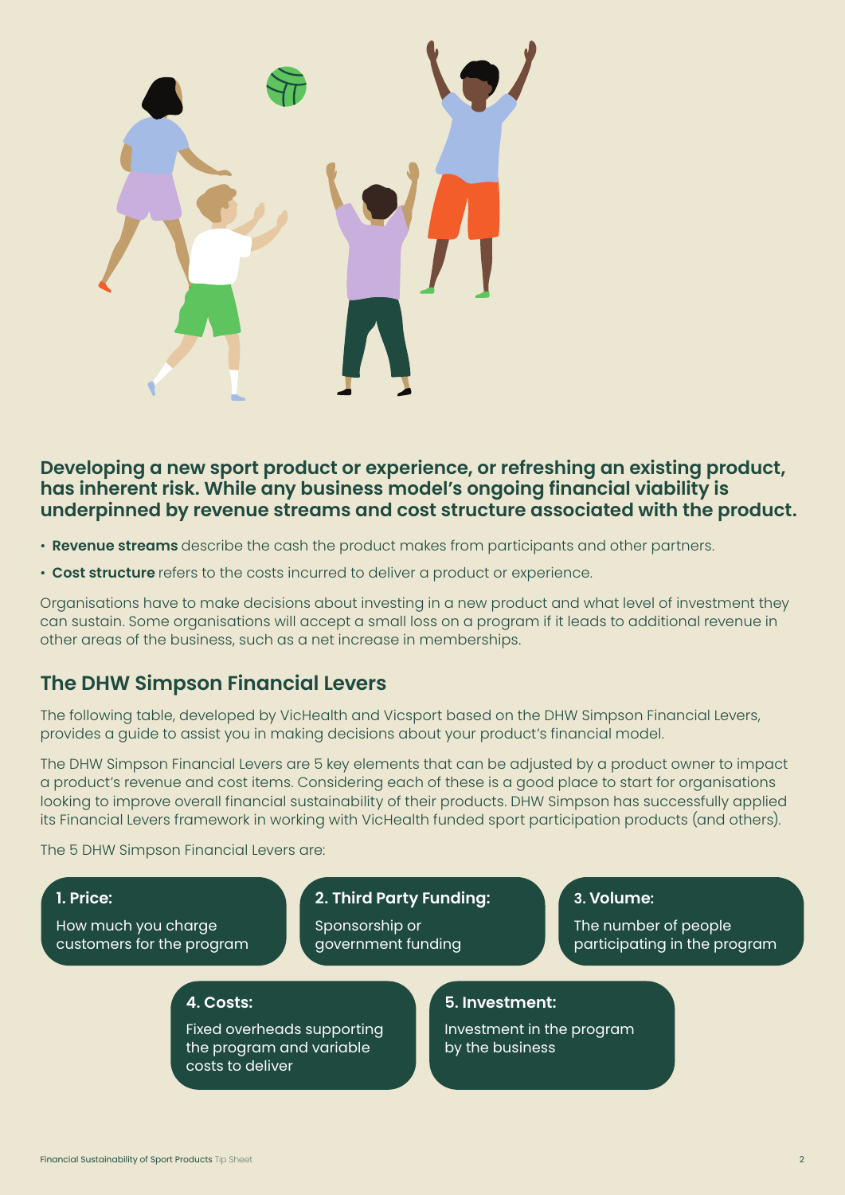**Developing a new sport product or experience, or refreshing an existing product, has inherent risk. While any business model's ongoing financial viability is underpinned by revenue streams and cost structure associated with the product.**

- **Revenue streams** describe the cash the product makes from participants and other partners.
- **Cost structure** refers to the costs incurred to deliver a product or experience.

Organisations have to make decisions about investing in a new product and what level of investment they can sustain. Some organisations will accept a small loss on a program if it leads to additional revenue in other areas of the business, such as a net increase in memberships.

## The DHW Simpson Financial Levers

The following table, developed by VicHealth and Vicsport based on the DHW Simpson Financial Levers, provides a guide to assist you in making decisions about your product's financial model.

The DHW Simpson Financial Levers are 5 key elements that can be adjusted by a product owner to impact a product's revenue and cost items. Considering each of these is a good place to start for organisations looking to improve overall financial sustainability of their products. DHW Simpson has successfully applied its Financial Levers framework in working with VicHealth funded sport participation products (and others).

The 5 DHW Simpson Financial Levers are:

**1. Price:**
How much you charge customers for the program

**2. Third Party Funding:**
Sponsorship or government funding

**3. Volume:**
The number of people participating in the program

**4. Costs:**
Fixed overheads supporting the program and variable costs to deliver

**5. Investment:**
Investment in the program by the business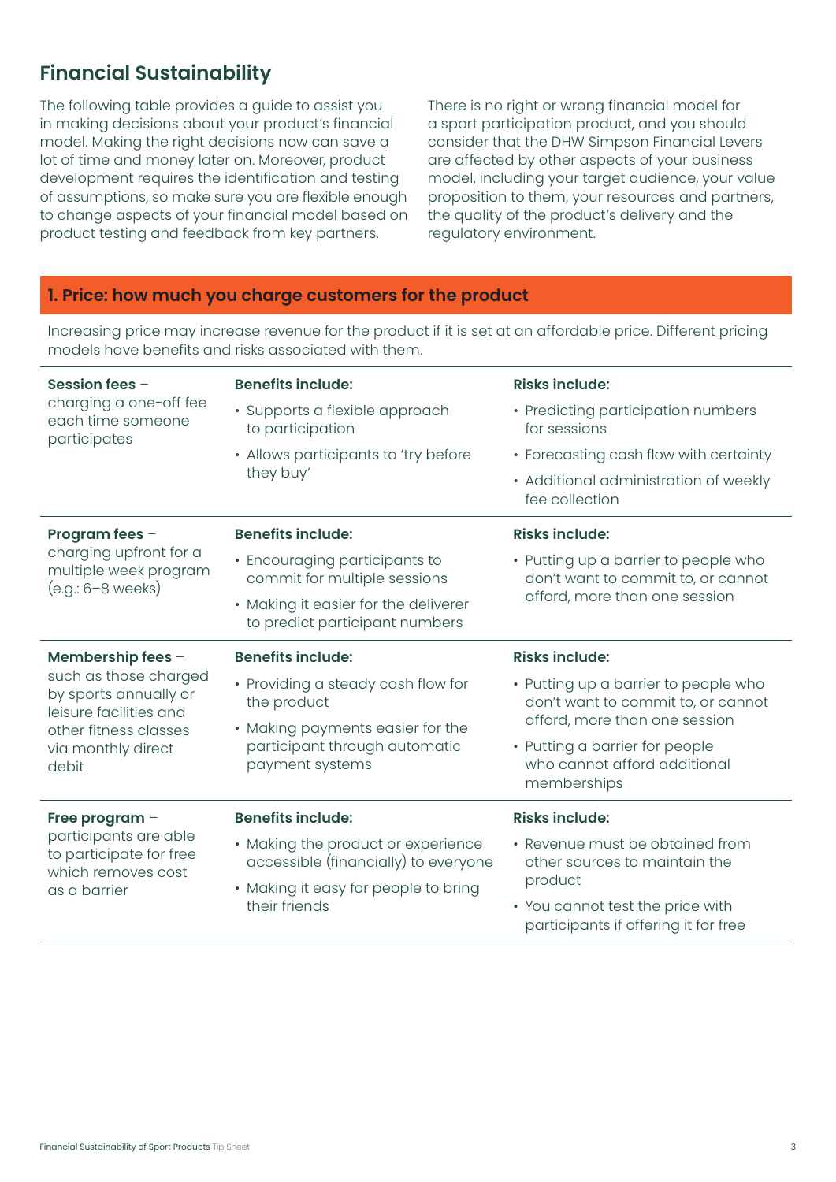## Financial Sustainability

The following table provides a guide to assist you in making decisions about your product's financial model. Making the right decisions now can save a lot of time and money later on. Moreover, product development requires the identification and testing of assumptions, so make sure you are flexible enough to change aspects of your financial model based on product testing and feedback from key partners.

There is no right or wrong financial model for a sport participation product, and you should consider that the DHW Simpson Financial Levers are affected by other aspects of your business model, including your target audience, your value proposition to them, your resources and partners, the quality of the product's delivery and the regulatory environment.

### 1. Price: how much you charge customers for the product

Increasing price may increase revenue for the product if it is set at an affordable price. Different pricing models have benefits and risks associated with them.

| | Benefits include: | Risks include: |
|---|---|---|
| **Session fees** – charging a one-off fee each time someone participates | • Supports a flexible approach to participation<br>• Allows participants to 'try before they buy' | • Predicting participation numbers for sessions<br>• Forecasting cash flow with certainty<br>• Additional administration of weekly fee collection |
| **Program fees** – charging upfront for a multiple week program (e.g.: 6–8 weeks) | • Encouraging participants to commit for multiple sessions<br>• Making it easier for the deliverer to predict participant numbers | • Putting up a barrier to people who don't want to commit to, or cannot afford, more than one session |
| **Membership fees** – such as those charged by sports annually or leisure facilities and other fitness classes via monthly direct debit | • Providing a steady cash flow for the product<br>• Making payments easier for the participant through automatic payment systems | • Putting up a barrier to people who don't want to commit to, or cannot afford, more than one session<br>• Putting a barrier for people who cannot afford additional memberships |
| **Free program** – participants are able to participate for free which removes cost as a barrier | • Making the product or experience accessible (financially) to everyone<br>• Making it easy for people to bring their friends | • Revenue must be obtained from other sources to maintain the product<br>• You cannot test the price with participants if offering it for free |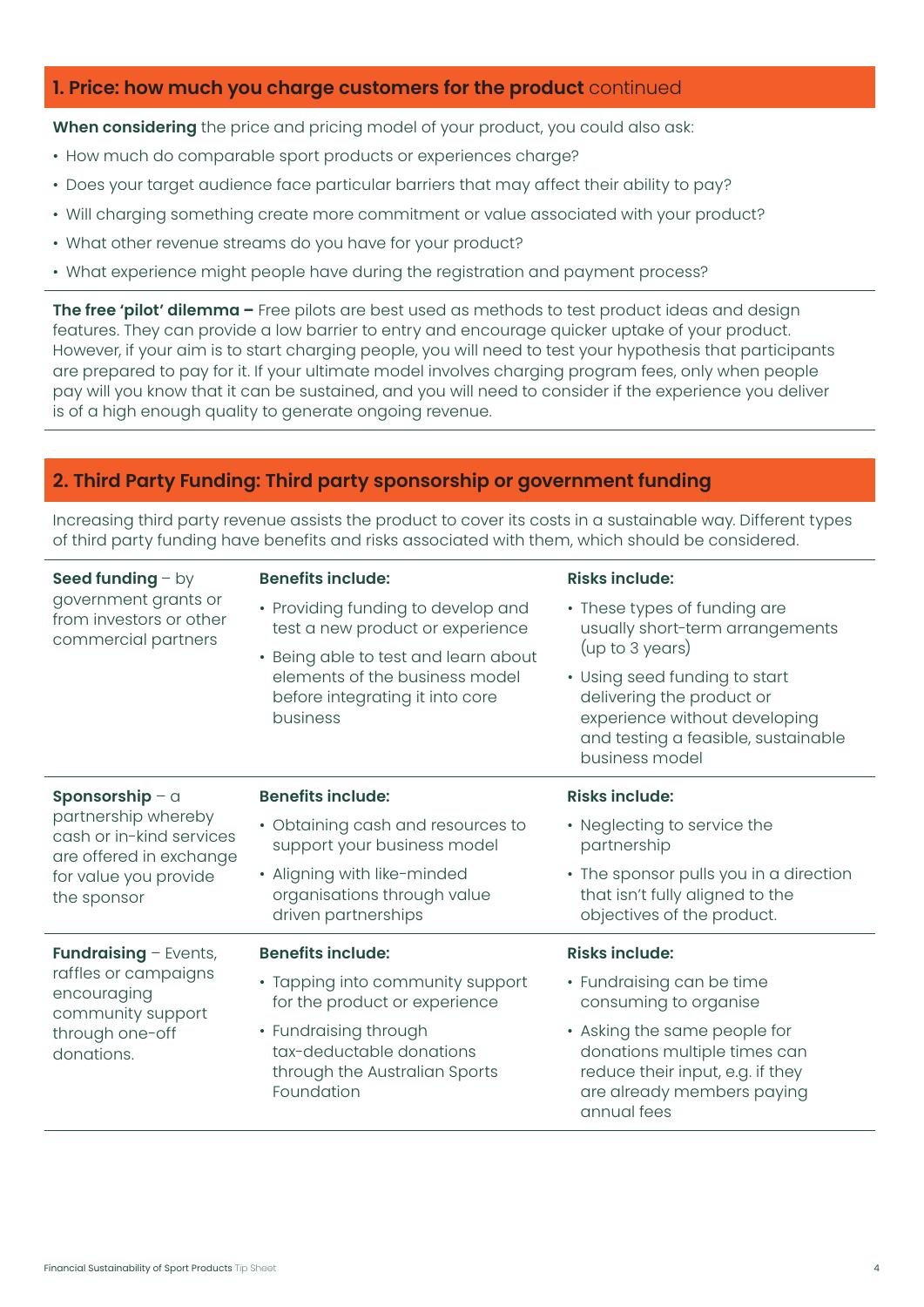## 1. Price: how much you charge customers for the product continued

**When considering** the price and pricing model of your product, you could also ask:

- How much do comparable sport products or experiences charge?
- Does your target audience face particular barriers that may affect their ability to pay?
- Will charging something create more commitment or value associated with your product?
- What other revenue streams do you have for your product?
- What experience might people have during the registration and payment process?

**The free 'pilot' dilemma –** Free pilots are best used as methods to test product ideas and design features. They can provide a low barrier to entry and encourage quicker uptake of your product. However, if your aim is to start charging people, you will need to test your hypothesis that participants are prepared to pay for it. If your ultimate model involves charging program fees, only when people pay will you know that it can be sustained, and you will need to consider if the experience you deliver is of a high enough quality to generate ongoing revenue.

## 2. Third Party Funding: Third party sponsorship or government funding

Increasing third party revenue assists the product to cover its costs in a sustainable way. Different types of third party funding have benefits and risks associated with them, which should be considered.

| | Benefits include: | Risks include: |
|---|---|---|
| **Seed funding** – by government grants or from investors or other commercial partners | • Providing funding to develop and test a new product or experience<br>• Being able to test and learn about elements of the business model before integrating it into core business | • These types of funding are usually short-term arrangements (up to 3 years)<br>• Using seed funding to start delivering the product or experience without developing and testing a feasible, sustainable business model |
| **Sponsorship** – a partnership whereby cash or in-kind services are offered in exchange for value you provide the sponsor | • Obtaining cash and resources to support your business model<br>• Aligning with like-minded organisations through value driven partnerships | • Neglecting to service the partnership<br>• The sponsor pulls you in a direction that isn't fully aligned to the objectives of the product. |
| **Fundraising** – Events, raffles or campaigns encouraging community support through one-off donations. | • Tapping into community support for the product or experience<br>• Fundraising through tax-deductable donations through the Australian Sports Foundation | • Fundraising can be time consuming to organise<br>• Asking the same people for donations multiple times can reduce their input, e.g. if they are already members paying annual fees |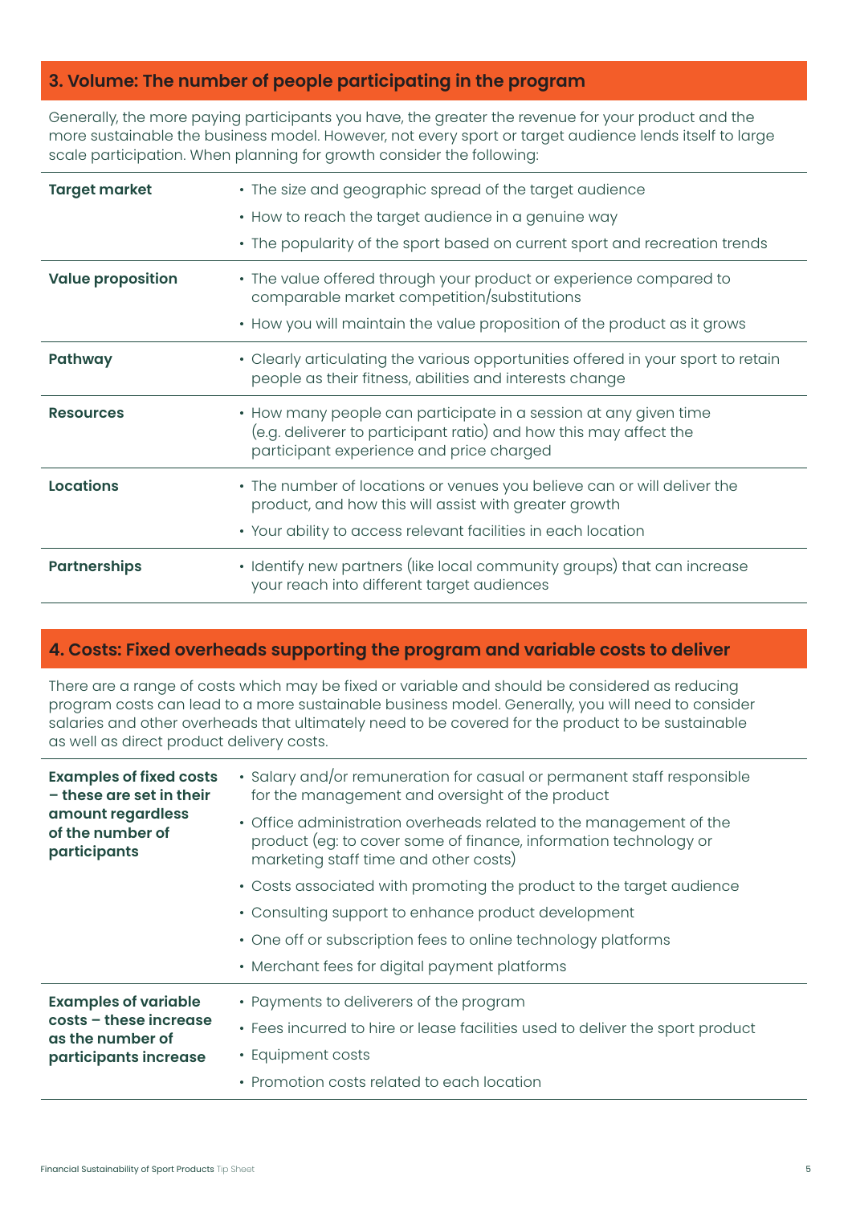## 3. Volume: The number of people participating in the program

Generally, the more paying participants you have, the greater the revenue for your product and the more sustainable the business model. However, not every sport or target audience lends itself to large scale participation. When planning for growth consider the following:

| | |
|---|---|
| **Target market** | • The size and geographic spread of the target audience<br>• How to reach the target audience in a genuine way<br>• The popularity of the sport based on current sport and recreation trends |
| **Value proposition** | • The value offered through your product or experience compared to comparable market competition/substitutions<br>• How you will maintain the value proposition of the product as it grows |
| **Pathway** | • Clearly articulating the various opportunities offered in your sport to retain people as their fitness, abilities and interests change |
| **Resources** | • How many people can participate in a session at any given time (e.g. deliverer to participant ratio) and how this may affect the participant experience and price charged |
| **Locations** | • The number of locations or venues you believe can or will deliver the product, and how this will assist with greater growth<br>• Your ability to access relevant facilities in each location |
| **Partnerships** | • Identify new partners (like local community groups) that can increase your reach into different target audiences |

## 4. Costs: Fixed overheads supporting the program and variable costs to deliver

There are a range of costs which may be fixed or variable and should be considered as reducing program costs can lead to a more sustainable business model. Generally, you will need to consider salaries and other overheads that ultimately need to be covered for the product to be sustainable as well as direct product delivery costs.

| | |
|---|---|
| **Examples of fixed costs – these are set in their amount regardless of the number of participants** | • Salary and/or remuneration for casual or permanent staff responsible for the management and oversight of the product<br>• Office administration overheads related to the management of the product (eg: to cover some of finance, information technology or marketing staff time and other costs)<br>• Costs associated with promoting the product to the target audience<br>• Consulting support to enhance product development<br>• One off or subscription fees to online technology platforms<br>• Merchant fees for digital payment platforms |
| **Examples of variable costs – these increase as the number of participants increase** | • Payments to deliverers of the program<br>• Fees incurred to hire or lease facilities used to deliver the sport product<br>• Equipment costs<br>• Promotion costs related to each location |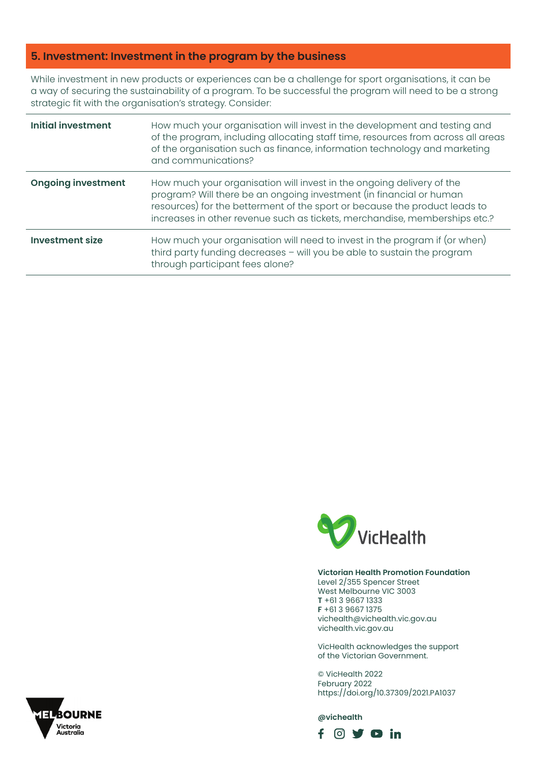## 5. Investment: Investment in the program by the business

While investment in new products or experiences can be a challenge for sport organisations, it can be a way of securing the sustainability of a program. To be successful the program will need to be a strong strategic fit with the organisation's strategy. Consider:

| | |
|---|---|
| **Initial investment** | How much your organisation will invest in the development and testing and of the program, including allocating staff time, resources from across all areas of the organisation such as finance, information technology and marketing and communications? |
| **Ongoing investment** | How much your organisation will invest in the ongoing delivery of the program? Will there be an ongoing investment (in financial or human resources) for the betterment of the sport or because the product leads to increases in other revenue such as tickets, merchandise, memberships etc.? |
| **Investment size** | How much your organisation will need to invest in the program if (or when) third party funding decreases – will you be able to sustain the program through participant fees alone? |

VicHealth

**Victorian Health Promotion Foundation**
Level 2/355 Spencer Street
West Melbourne VIC 3003
**T** +61 3 9667 1333
**F** +61 3 9667 1375
vichealth@vichealth.vic.gov.au
vichealth.vic.gov.au

VicHealth acknowledges the support of the Victorian Government.

© VicHealth 2022
February 2022
https://doi.org/10.37309/2021.PA1037

**@vichealth**

MELBOURNE Victoria Australia